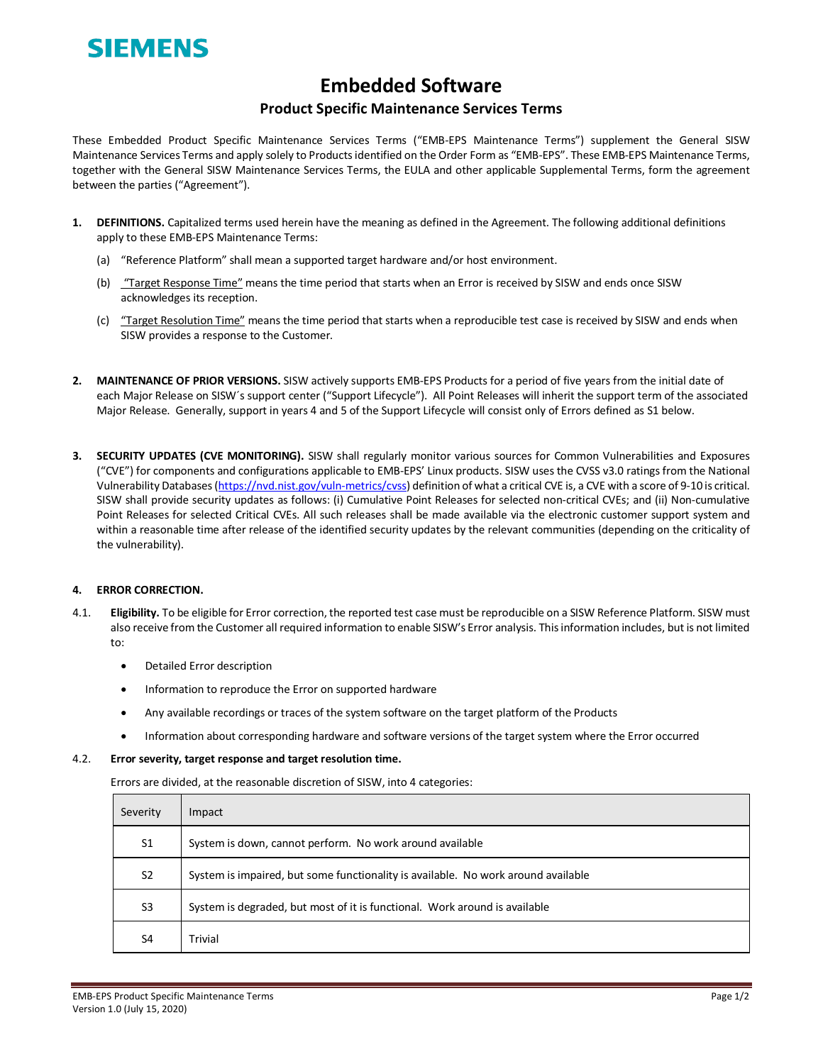SIEMENS

# Embedded Software

## Product Specific Maintenance Services Terms

These Embedded Product Specific Maintenance Services Terms ("EMB-EPS Maintenance Terms") supplement the General SISW Maintenance Services Terms and apply solely to Products identified on the Order Form as "EMB-EPS". These EMB-EPS Maintenance Terms, together with the General SISW Maintenance Services Terms, the EULA and other applicable Supplemental Terms, form the agreement between the parties ("Agreement").

1. **DEFINITIONS.** Capitalized terms used herein have the meaning as defined in the Agreement. The following additional definitions apply to these EMB-EPS Maintenance Terms:

   (a) "Reference Platform" shall mean a supported target hardware and/or host environment.

   (b) "Target Response Time" means the time period that starts when an Error is received by SISW and ends once SISW acknowledges its reception.

   (c) "Target Resolution Time" means the time period that starts when a reproducible test case is received by SISW and ends when SISW provides a response to the Customer.

2. **MAINTENANCE OF PRIOR VERSIONS.** SISW actively supports EMB-EPS Products for a period of five years from the initial date of each Major Release on SISW´s support center ("Support Lifecycle"). All Point Releases will inherit the support term of the associated Major Release. Generally, support in years 4 and 5 of the Support Lifecycle will consist only of Errors defined as S1 below.

3. **SECURITY UPDATES (CVE MONITORING).** SISW shall regularly monitor various sources for Common Vulnerabilities and Exposures ("CVE") for components and configurations applicable to EMB-EPS' Linux products. SISW uses the CVSS v3.0 ratings from the National Vulnerability Databases (https://nvd.nist.gov/vuln-metrics/cvss) definition of what a critical CVE is, a CVE with a score of 9-10 is critical. SISW shall provide security updates as follows: (i) Cumulative Point Releases for selected non-critical CVEs; and (ii) Non-cumulative Point Releases for selected Critical CVEs. All such releases shall be made available via the electronic customer support system and within a reasonable time after release of the identified security updates by the relevant communities (depending on the criticality of the vulnerability).

4. **ERROR CORRECTION.**

4.1. **Eligibility.** To be eligible for Error correction, the reported test case must be reproducible on a SISW Reference Platform. SISW must also receive from the Customer all required information to enable SISW's Error analysis. This information includes, but is not limited to:

- Detailed Error description
- Information to reproduce the Error on supported hardware
- Any available recordings or traces of the system software on the target platform of the Products
- Information about corresponding hardware and software versions of the target system where the Error occurred

4.2. **Error severity, target response and target resolution time.**

Errors are divided, at the reasonable discretion of SISW, into 4 categories:

| Severity | Impact |
| --- | --- |
| S1 | System is down, cannot perform. No work around available |
| S2 | System is impaired, but some functionality is available. No work around available |
| S3 | System is degraded, but most of it is functional. Work around is available |
| S4 | Trivial |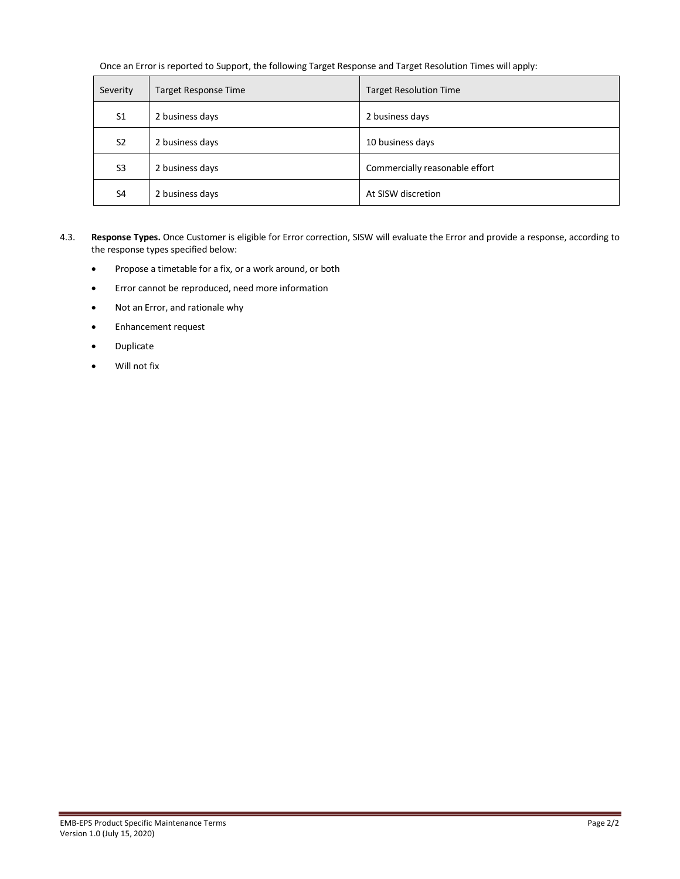Once an Error is reported to Support, the following Target Response and Target Resolution Times will apply:

| Severity | Target Response Time | Target Resolution Time |
| --- | --- | --- |
| S1 | 2 business days | 2 business days |
| S2 | 2 business days | 10 business days |
| S3 | 2 business days | Commercially reasonable effort |
| S4 | 2 business days | At SISW discretion |

4.3. **Response Types.** Once Customer is eligible for Error correction, SISW will evaluate the Error and provide a response, according to the response types specified below:

- Propose a timetable for a fix, or a work around, or both
- Error cannot be reproduced, need more information
- Not an Error, and rationale why
- Enhancement request
- Duplicate
- Will not fix